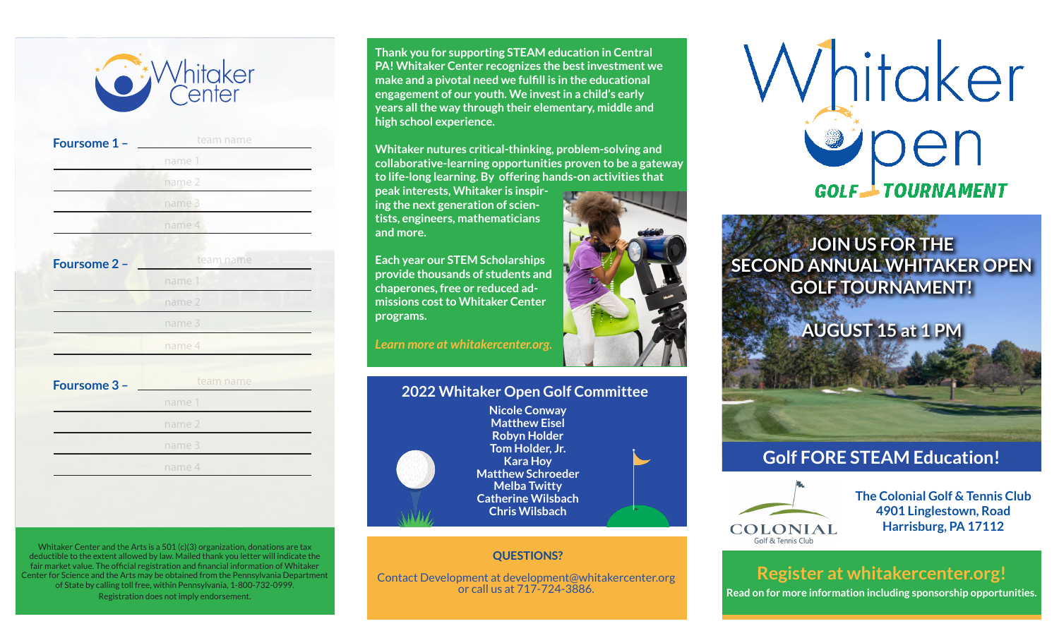# Whitaker Center

**Foursome 1 –** ______ team name

name 1

name 2

name 3

name 4

**Foursome 2 –** ______ team name

name 1

name 2

name 3

name 4

**Foursome 3 –** ______ team name

name 1

name 2

name 3

name 4

Whitaker Center and the Arts is a 501 (c)(3) organization, donations are tax deductible to the extent allowed by law. Mailed thank you letter will indicate the fair market value. The official registration and financial information of Whitaker Center for Science and the Arts may be obtained from the Pennsylvania Department of State by calling toll free, within Pennsylvania, 1-800-732-0999. Registration does not imply endorsement.

**Thank you for supporting STEAM education in Central PA! Whitaker Center recognizes the best investment we make and a pivotal need we fulfill is in the educational engagement of our youth. We invest in a child's early years all the way through their elementary, middle and high school experience.**

**Whitaker nurtures critical-thinking, problem-solving and collaborative-learning opportunities proven to be a gateway to life-long learning. By offering hands-on activities that peak interests, Whitaker is inspiring the next generation of scientists, engineers, mathematicians and more.**

**Each year our STEM Scholarships provide thousands of students and chaperones, free or reduced admissions cost to Whitaker Center programs.**

***Learn more at whitakercenter.org.***

## 2022 Whitaker Open Golf Committee

**Nicole Conway**
**Matthew Eisel**
**Robyn Holder**
**Tom Holder, Jr.**
**Kara Hoy**
**Matthew Schroeder**
**Melba Twitty**
**Catherine Wilsbach**
**Chris Wilsbach**

**QUESTIONS?**

Contact Development at development@whitakercenter.org or call us at 717-724-3886.

# Whitaker Open

## GOLF TOURNAMENT

**JOIN US FOR THE SECOND ANNUAL WHITAKER OPEN GOLF TOURNAMENT!**

**AUGUST 15 at 1 PM**

## Golf FORE STEAM Education!

COLONIAL Golf & Tennis Club

**The Colonial Golf & Tennis Club**
**4901 Linglestown, Road**
**Harrisburg, PA 17112**

## Register at whitakercenter.org!

**Read on for more information including sponsorship opportunities.**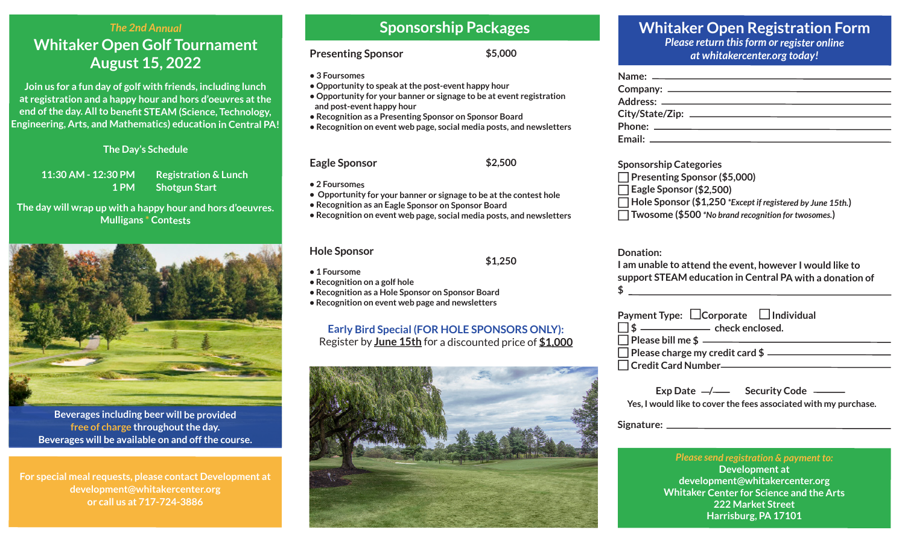*The 2nd Annual*

# Whitaker Open Golf Tournament
## August 15, 2022

Join us for a fun day of golf with friends, including lunch at registration and a happy hour and hors d'oeuvres at the end of the day. All to benefit STEAM (Science, Technology, Engineering, Arts, and Mathematics) education in Central PA!

### The Day's Schedule

| | |
|---|---|
| 11:30 AM - 12:30 PM | Registration & Lunch |
| 1 PM | Shotgun Start |

The day will wrap up with a happy hour and hors d'oeuvres.
Mulligans * Contests

Beverages including beer will be provided free of charge throughout the day.
Beverages will be available on and off the course.

For special meal requests, please contact Development at development@whitakercenter.org
or call us at 717-724-3886

## Sponsorship Packages

### Presenting Sponsor — $5,000

- 3 Foursomes
- Opportunity to speak at the post-event happy hour
- Opportunity for your banner or signage to be at event registration and post-event happy hour
- Recognition as a Presenting Sponsor on Sponsor Board
- Recognition on event web page, social media posts, and newsletters

### Eagle Sponsor — $2,500

- 2 Foursomes
- Opportunity for your banner or signage to be at the contest hole
- Recognition as an Eagle Sponsor on Sponsor Board
- Recognition on event web page, social media posts, and newsletters

### Hole Sponsor — $1,250

- 1 Foursome
- Recognition on a golf hole
- Recognition as a Hole Sponsor on Sponsor Board
- Recognition on event web page and newsletters

**Early Bird Special (FOR HOLE SPONSORS ONLY):**
Register by **June 15th** for a discounted price of **$1,000**

## Whitaker Open Registration Form

*Please return this form or register online at whitakercenter.org today!*

Name: ____________________
Company: ____________________
Address: ____________________
City/State/Zip: ____________________
Phone: ____________________
Email: ____________________

**Sponsorship Categories**

- ☐ Presenting Sponsor ($5,000)
- ☐ Eagle Sponsor ($2,500)
- ☐ Hole Sponsor ($1,250 *Except if registered by June 15th.)
- ☐ Twosome ($500 *No brand recognition for twosomes.)

**Donation:**
I am unable to attend the event, however I would like to support STEAM education in Central PA with a donation of
$ ____________________

Payment Type: ☐ Corporate ☐ Individual

- ☐ $ __________ check enclosed.
- ☐ Please bill me $ __________
- ☐ Please charge my credit card $ __________
- ☐ Credit Card Number__________

Exp Date ___/___ Security Code ______

Yes, I would like to cover the fees associated with my purchase.

Signature: ____________________

*Please send registration & payment to:*
Development at
development@whitakercenter.org
Whitaker Center for Science and the Arts
222 Market Street
Harrisburg, PA 17101